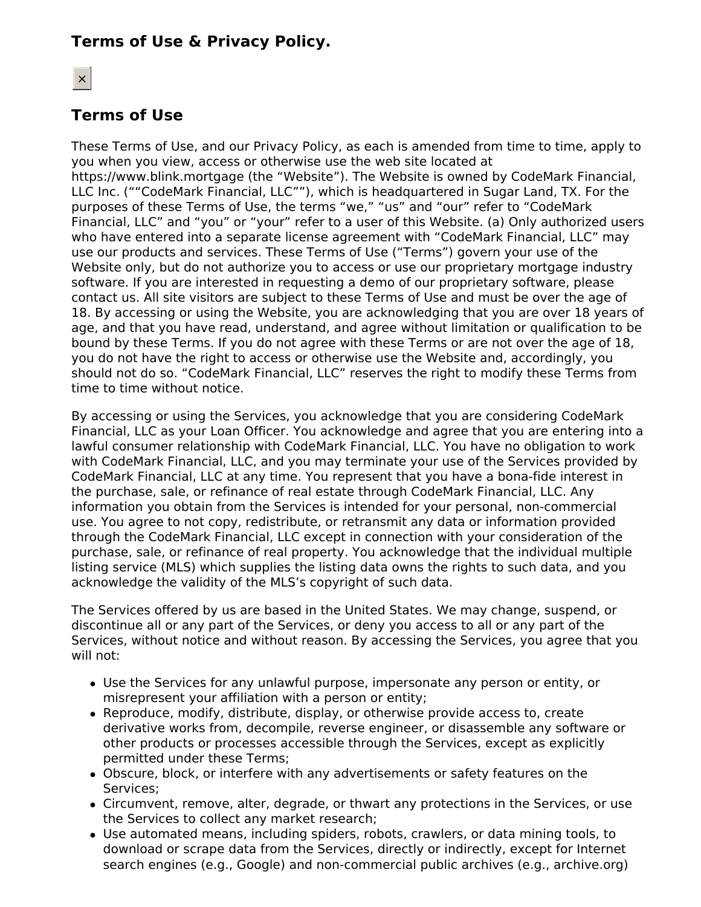## Terms of Use & Privacy Policy.

×

## Terms of Use

These Terms of Use, and our Privacy Policy, as each is amended from time to time, apply to you when you view, access or otherwise use the web site located at https://www.blink.mortgage (the “Website”). The Website is owned by CodeMark Financial, LLC Inc. (““CodeMark Financial, LLC””), which is headquartered in Sugar Land, TX. For the purposes of these Terms of Use, the terms “we,” “us” and “our” refer to “CodeMark Financial, LLC” and “you” or “your” refer to a user of this Website. (a) Only authorized users who have entered into a separate license agreement with “CodeMark Financial, LLC” may use our products and services. These Terms of Use (“Terms”) govern your use of the Website only, but do not authorize you to access or use our proprietary mortgage industry software. If you are interested in requesting a demo of our proprietary software, please contact us. All site visitors are subject to these Terms of Use and must be over the age of 18. By accessing or using the Website, you are acknowledging that you are over 18 years of age, and that you have read, understand, and agree without limitation or qualification to be bound by these Terms. If you do not agree with these Terms or are not over the age of 18, you do not have the right to access or otherwise use the Website and, accordingly, you should not do so. “CodeMark Financial, LLC” reserves the right to modify these Terms from time to time without notice.

By accessing or using the Services, you acknowledge that you are considering CodeMark Financial, LLC as your Loan Officer. You acknowledge and agree that you are entering into a lawful consumer relationship with CodeMark Financial, LLC. You have no obligation to work with CodeMark Financial, LLC, and you may terminate your use of the Services provided by CodeMark Financial, LLC at any time. You represent that you have a bona-fide interest in the purchase, sale, or refinance of real estate through CodeMark Financial, LLC. Any information you obtain from the Services is intended for your personal, non-commercial use. You agree to not copy, redistribute, or retransmit any data or information provided through the CodeMark Financial, LLC except in connection with your consideration of the purchase, sale, or refinance of real property. You acknowledge that the individual multiple listing service (MLS) which supplies the listing data owns the rights to such data, and you acknowledge the validity of the MLS’s copyright of such data.

The Services offered by us are based in the United States. We may change, suspend, or discontinue all or any part of the Services, or deny you access to all or any part of the Services, without notice and without reason. By accessing the Services, you agree that you will not:

- Use the Services for any unlawful purpose, impersonate any person or entity, or misrepresent your affiliation with a person or entity;
- Reproduce, modify, distribute, display, or otherwise provide access to, create derivative works from, decompile, reverse engineer, or disassemble any software or other products or processes accessible through the Services, except as explicitly permitted under these Terms;
- Obscure, block, or interfere with any advertisements or safety features on the Services;
- Circumvent, remove, alter, degrade, or thwart any protections in the Services, or use the Services to collect any market research;
- Use automated means, including spiders, robots, crawlers, or data mining tools, to download or scrape data from the Services, directly or indirectly, except for Internet search engines (e.g., Google) and non-commercial public archives (e.g., archive.org)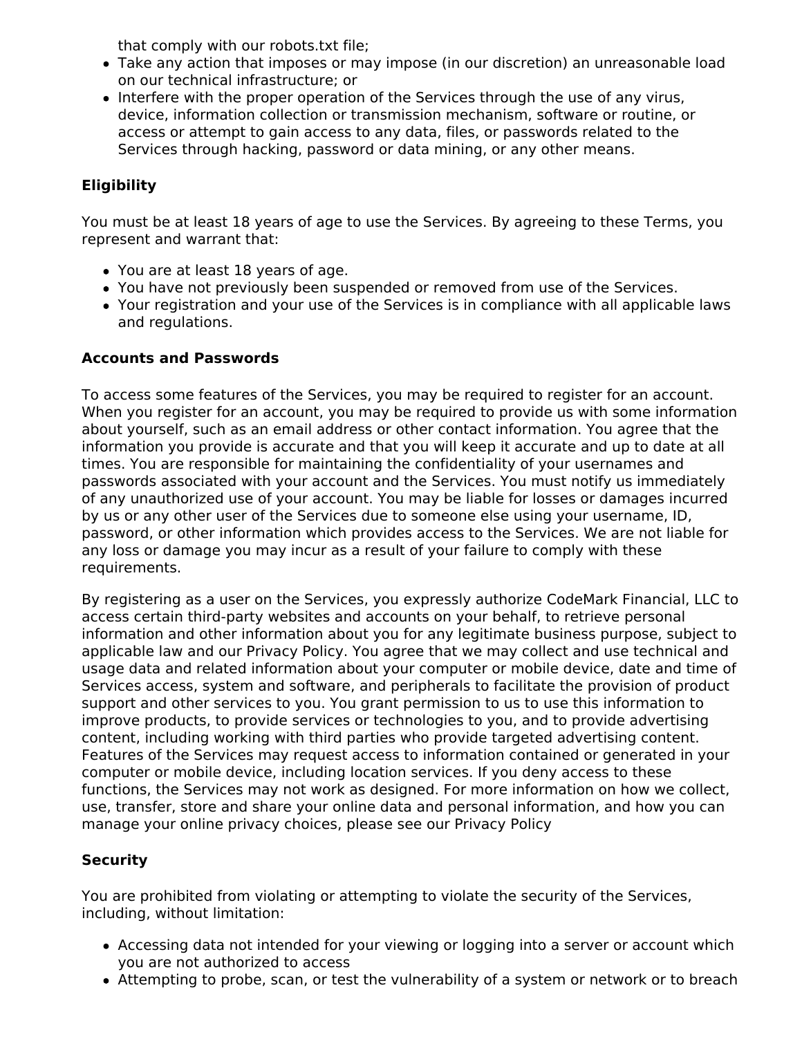that comply with our robots.txt file;

- Take any action that imposes or may impose (in our discretion) an unreasonable load on our technical infrastructure; or
- Interfere with the proper operation of the Services through the use of any virus, device, information collection or transmission mechanism, software or routine, or access or attempt to gain access to any data, files, or passwords related to the Services through hacking, password or data mining, or any other means.

**Eligibility**

You must be at least 18 years of age to use the Services. By agreeing to these Terms, you represent and warrant that:

- You are at least 18 years of age.
- You have not previously been suspended or removed from use of the Services.
- Your registration and your use of the Services is in compliance with all applicable laws and regulations.

**Accounts and Passwords**

To access some features of the Services, you may be required to register for an account. When you register for an account, you may be required to provide us with some information about yourself, such as an email address or other contact information. You agree that the information you provide is accurate and that you will keep it accurate and up to date at all times. You are responsible for maintaining the confidentiality of your usernames and passwords associated with your account and the Services. You must notify us immediately of any unauthorized use of your account. You may be liable for losses or damages incurred by us or any other user of the Services due to someone else using your username, ID, password, or other information which provides access to the Services. We are not liable for any loss or damage you may incur as a result of your failure to comply with these requirements.

By registering as a user on the Services, you expressly authorize CodeMark Financial, LLC to access certain third-party websites and accounts on your behalf, to retrieve personal information and other information about you for any legitimate business purpose, subject to applicable law and our Privacy Policy. You agree that we may collect and use technical and usage data and related information about your computer or mobile device, date and time of Services access, system and software, and peripherals to facilitate the provision of product support and other services to you. You grant permission to us to use this information to improve products, to provide services or technologies to you, and to provide advertising content, including working with third parties who provide targeted advertising content. Features of the Services may request access to information contained or generated in your computer or mobile device, including location services. If you deny access to these functions, the Services may not work as designed. For more information on how we collect, use, transfer, store and share your online data and personal information, and how you can manage your online privacy choices, please see our Privacy Policy

**Security**

You are prohibited from violating or attempting to violate the security of the Services, including, without limitation:

- Accessing data not intended for your viewing or logging into a server or account which you are not authorized to access
- Attempting to probe, scan, or test the vulnerability of a system or network or to breach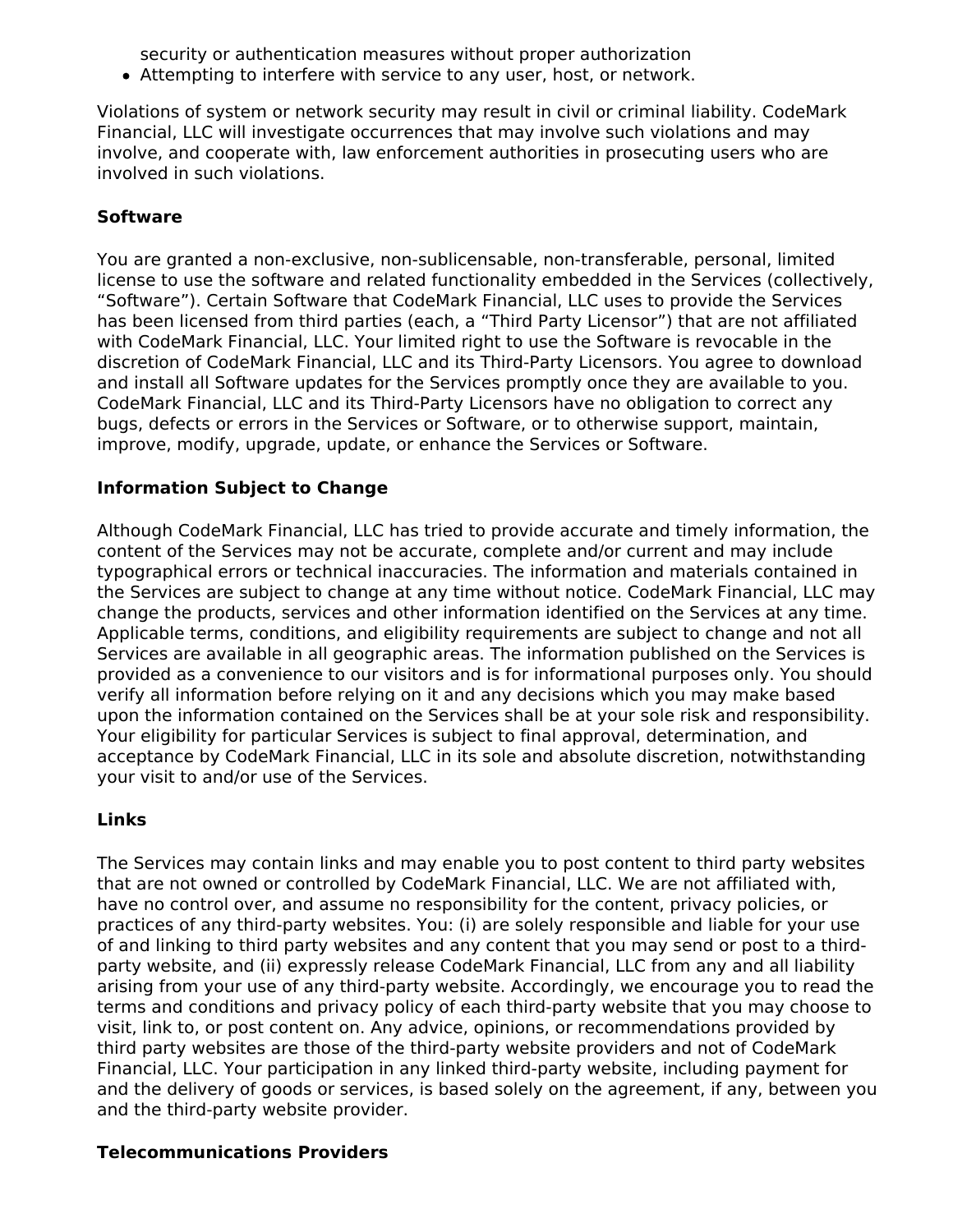security or authentication measures without proper authorization
- Attempting to interfere with service to any user, host, or network.

Violations of system or network security may result in civil or criminal liability. CodeMark Financial, LLC will investigate occurrences that may involve such violations and may involve, and cooperate with, law enforcement authorities in prosecuting users who are involved in such violations.

**Software**

You are granted a non-exclusive, non-sublicensable, non-transferable, personal, limited license to use the software and related functionality embedded in the Services (collectively, “Software”). Certain Software that CodeMark Financial, LLC uses to provide the Services has been licensed from third parties (each, a “Third Party Licensor”) that are not affiliated with CodeMark Financial, LLC. Your limited right to use the Software is revocable in the discretion of CodeMark Financial, LLC and its Third-Party Licensors. You agree to download and install all Software updates for the Services promptly once they are available to you. CodeMark Financial, LLC and its Third-Party Licensors have no obligation to correct any bugs, defects or errors in the Services or Software, or to otherwise support, maintain, improve, modify, upgrade, update, or enhance the Services or Software.

**Information Subject to Change**

Although CodeMark Financial, LLC has tried to provide accurate and timely information, the content of the Services may not be accurate, complete and/or current and may include typographical errors or technical inaccuracies. The information and materials contained in the Services are subject to change at any time without notice. CodeMark Financial, LLC may change the products, services and other information identified on the Services at any time. Applicable terms, conditions, and eligibility requirements are subject to change and not all Services are available in all geographic areas. The information published on the Services is provided as a convenience to our visitors and is for informational purposes only. You should verify all information before relying on it and any decisions which you may make based upon the information contained on the Services shall be at your sole risk and responsibility. Your eligibility for particular Services is subject to final approval, determination, and acceptance by CodeMark Financial, LLC in its sole and absolute discretion, notwithstanding your visit to and/or use of the Services.

**Links**

The Services may contain links and may enable you to post content to third party websites that are not owned or controlled by CodeMark Financial, LLC. We are not affiliated with, have no control over, and assume no responsibility for the content, privacy policies, or practices of any third-party websites. You: (i) are solely responsible and liable for your use of and linking to third party websites and any content that you may send or post to a third-party website, and (ii) expressly release CodeMark Financial, LLC from any and all liability arising from your use of any third-party website. Accordingly, we encourage you to read the terms and conditions and privacy policy of each third-party website that you may choose to visit, link to, or post content on. Any advice, opinions, or recommendations provided by third party websites are those of the third-party website providers and not of CodeMark Financial, LLC. Your participation in any linked third-party website, including payment for and the delivery of goods or services, is based solely on the agreement, if any, between you and the third-party website provider.

**Telecommunications Providers**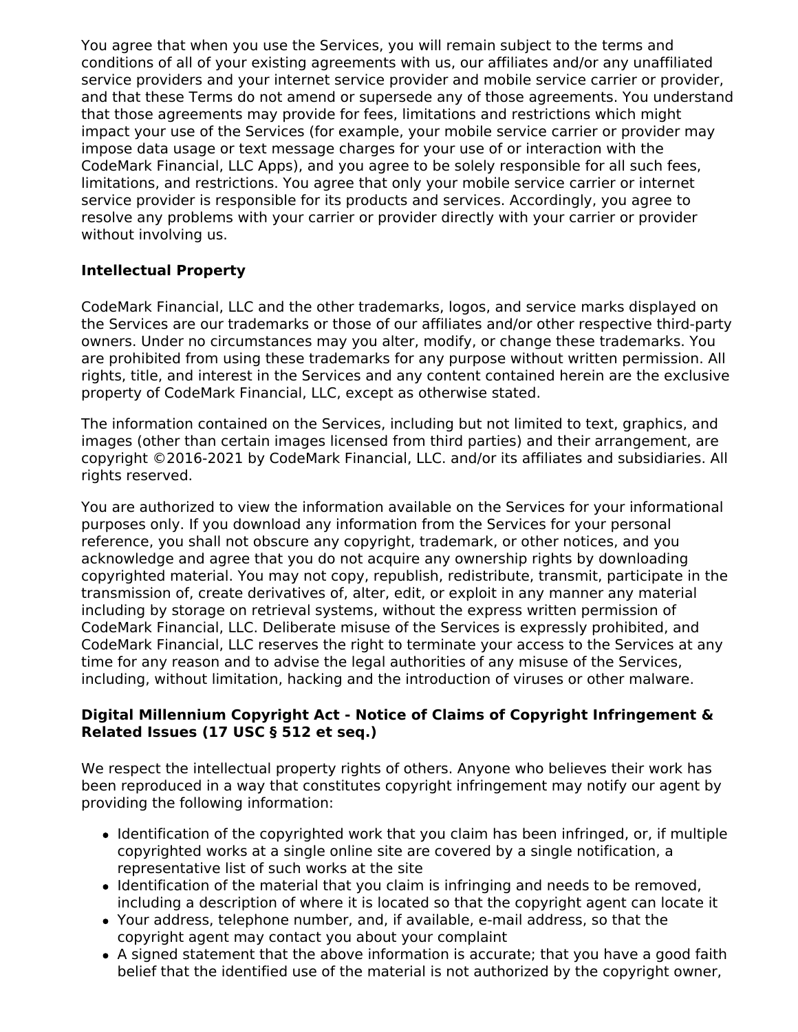You agree that when you use the Services, you will remain subject to the terms and conditions of all of your existing agreements with us, our affiliates and/or any unaffiliated service providers and your internet service provider and mobile service carrier or provider, and that these Terms do not amend or supersede any of those agreements. You understand that those agreements may provide for fees, limitations and restrictions which might impact your use of the Services (for example, your mobile service carrier or provider may impose data usage or text message charges for your use of or interaction with the CodeMark Financial, LLC Apps), and you agree to be solely responsible for all such fees, limitations, and restrictions. You agree that only your mobile service carrier or internet service provider is responsible for its products and services. Accordingly, you agree to resolve any problems with your carrier or provider directly with your carrier or provider without involving us.

**Intellectual Property**

CodeMark Financial, LLC and the other trademarks, logos, and service marks displayed on the Services are our trademarks or those of our affiliates and/or other respective third-party owners. Under no circumstances may you alter, modify, or change these trademarks. You are prohibited from using these trademarks for any purpose without written permission. All rights, title, and interest in the Services and any content contained herein are the exclusive property of CodeMark Financial, LLC, except as otherwise stated.

The information contained on the Services, including but not limited to text, graphics, and images (other than certain images licensed from third parties) and their arrangement, are copyright ©2016-2021 by CodeMark Financial, LLC. and/or its affiliates and subsidiaries. All rights reserved.

You are authorized to view the information available on the Services for your informational purposes only. If you download any information from the Services for your personal reference, you shall not obscure any copyright, trademark, or other notices, and you acknowledge and agree that you do not acquire any ownership rights by downloading copyrighted material. You may not copy, republish, redistribute, transmit, participate in the transmission of, create derivatives of, alter, edit, or exploit in any manner any material including by storage on retrieval systems, without the express written permission of CodeMark Financial, LLC. Deliberate misuse of the Services is expressly prohibited, and CodeMark Financial, LLC reserves the right to terminate your access to the Services at any time for any reason and to advise the legal authorities of any misuse of the Services, including, without limitation, hacking and the introduction of viruses or other malware.

**Digital Millennium Copyright Act - Notice of Claims of Copyright Infringement & Related Issues (17 USC § 512 et seq.)**

We respect the intellectual property rights of others. Anyone who believes their work has been reproduced in a way that constitutes copyright infringement may notify our agent by providing the following information:

- Identification of the copyrighted work that you claim has been infringed, or, if multiple copyrighted works at a single online site are covered by a single notification, a representative list of such works at the site
- Identification of the material that you claim is infringing and needs to be removed, including a description of where it is located so that the copyright agent can locate it
- Your address, telephone number, and, if available, e-mail address, so that the copyright agent may contact you about your complaint
- A signed statement that the above information is accurate; that you have a good faith belief that the identified use of the material is not authorized by the copyright owner,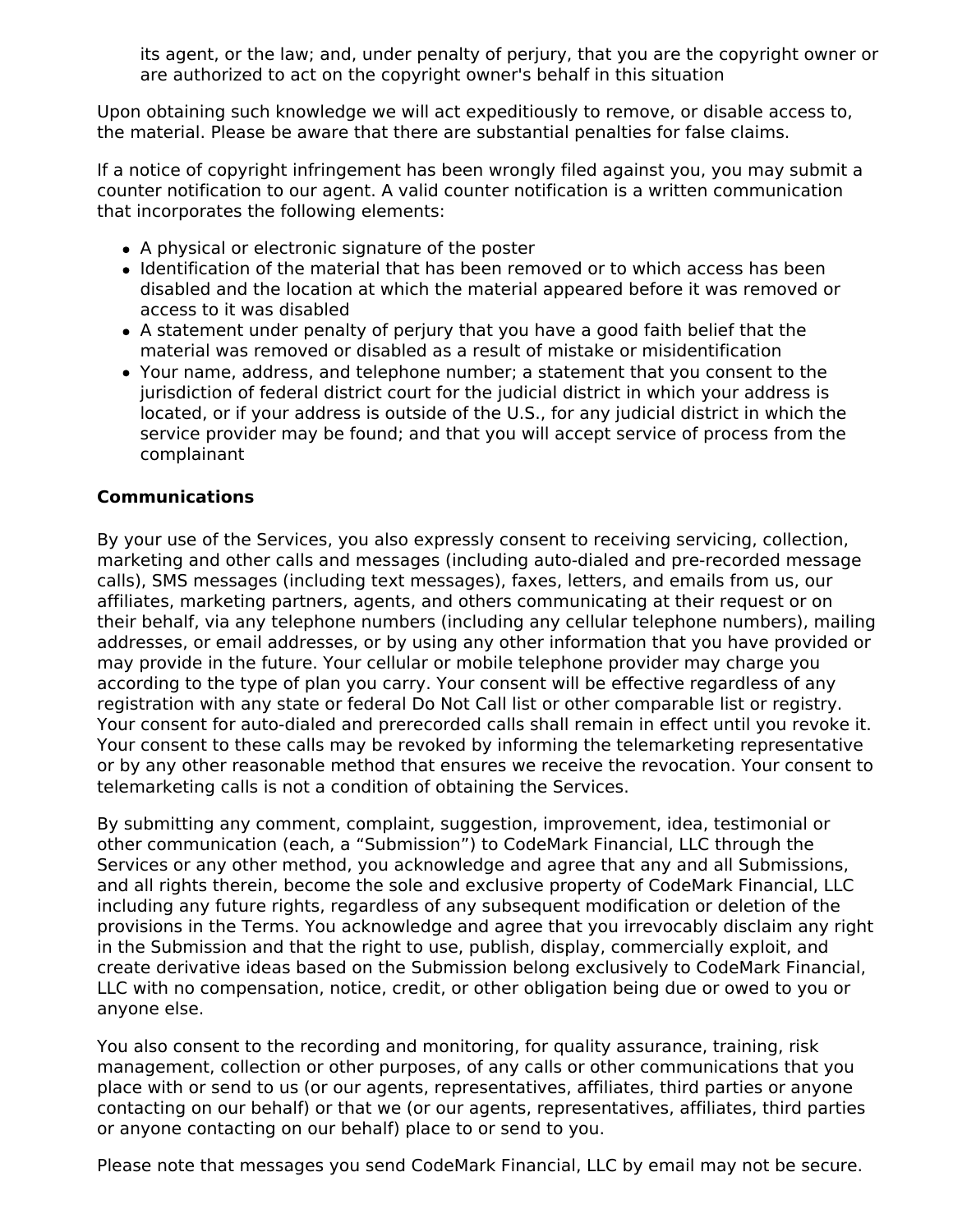its agent, or the law; and, under penalty of perjury, that you are the copyright owner or are authorized to act on the copyright owner's behalf in this situation

Upon obtaining such knowledge we will act expeditiously to remove, or disable access to, the material. Please be aware that there are substantial penalties for false claims.

If a notice of copyright infringement has been wrongly filed against you, you may submit a counter notification to our agent. A valid counter notification is a written communication that incorporates the following elements:

- A physical or electronic signature of the poster
- Identification of the material that has been removed or to which access has been disabled and the location at which the material appeared before it was removed or access to it was disabled
- A statement under penalty of perjury that you have a good faith belief that the material was removed or disabled as a result of mistake or misidentification
- Your name, address, and telephone number; a statement that you consent to the jurisdiction of federal district court for the judicial district in which your address is located, or if your address is outside of the U.S., for any judicial district in which the service provider may be found; and that you will accept service of process from the complainant

**Communications**

By your use of the Services, you also expressly consent to receiving servicing, collection, marketing and other calls and messages (including auto-dialed and pre-recorded message calls), SMS messages (including text messages), faxes, letters, and emails from us, our affiliates, marketing partners, agents, and others communicating at their request or on their behalf, via any telephone numbers (including any cellular telephone numbers), mailing addresses, or email addresses, or by using any other information that you have provided or may provide in the future. Your cellular or mobile telephone provider may charge you according to the type of plan you carry. Your consent will be effective regardless of any registration with any state or federal Do Not Call list or other comparable list or registry. Your consent for auto-dialed and prerecorded calls shall remain in effect until you revoke it. Your consent to these calls may be revoked by informing the telemarketing representative or by any other reasonable method that ensures we receive the revocation. Your consent to telemarketing calls is not a condition of obtaining the Services.

By submitting any comment, complaint, suggestion, improvement, idea, testimonial or other communication (each, a “Submission”) to CodeMark Financial, LLC through the Services or any other method, you acknowledge and agree that any and all Submissions, and all rights therein, become the sole and exclusive property of CodeMark Financial, LLC including any future rights, regardless of any subsequent modification or deletion of the provisions in the Terms. You acknowledge and agree that you irrevocably disclaim any right in the Submission and that the right to use, publish, display, commercially exploit, and create derivative ideas based on the Submission belong exclusively to CodeMark Financial, LLC with no compensation, notice, credit, or other obligation being due or owed to you or anyone else.

You also consent to the recording and monitoring, for quality assurance, training, risk management, collection or other purposes, of any calls or other communications that you place with or send to us (or our agents, representatives, affiliates, third parties or anyone contacting on our behalf) or that we (or our agents, representatives, affiliates, third parties or anyone contacting on our behalf) place to or send to you.

Please note that messages you send CodeMark Financial, LLC by email may not be secure.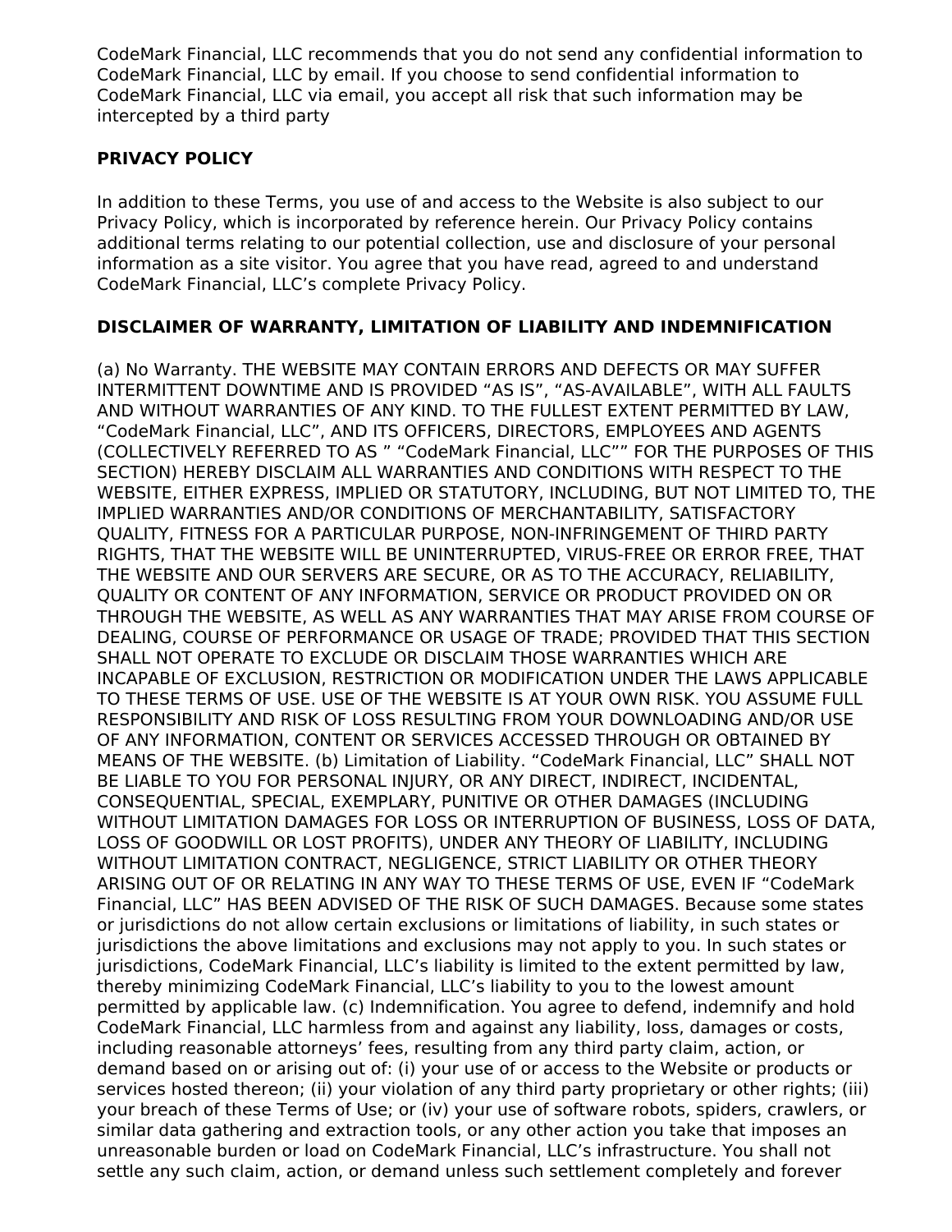CodeMark Financial, LLC recommends that you do not send any confidential information to CodeMark Financial, LLC by email. If you choose to send confidential information to CodeMark Financial, LLC via email, you accept all risk that such information may be intercepted by a third party

**PRIVACY POLICY**

In addition to these Terms, you use of and access to the Website is also subject to our Privacy Policy, which is incorporated by reference herein. Our Privacy Policy contains additional terms relating to our potential collection, use and disclosure of your personal information as a site visitor. You agree that you have read, agreed to and understand CodeMark Financial, LLC's complete Privacy Policy.

**DISCLAIMER OF WARRANTY, LIMITATION OF LIABILITY AND INDEMNIFICATION**

(a) No Warranty. THE WEBSITE MAY CONTAIN ERRORS AND DEFECTS OR MAY SUFFER INTERMITTENT DOWNTIME AND IS PROVIDED "AS IS", "AS-AVAILABLE", WITH ALL FAULTS AND WITHOUT WARRANTIES OF ANY KIND. TO THE FULLEST EXTENT PERMITTED BY LAW, "CodeMark Financial, LLC", AND ITS OFFICERS, DIRECTORS, EMPLOYEES AND AGENTS (COLLECTIVELY REFERRED TO AS " "CodeMark Financial, LLC"" FOR THE PURPOSES OF THIS SECTION) HEREBY DISCLAIM ALL WARRANTIES AND CONDITIONS WITH RESPECT TO THE WEBSITE, EITHER EXPRESS, IMPLIED OR STATUTORY, INCLUDING, BUT NOT LIMITED TO, THE IMPLIED WARRANTIES AND/OR CONDITIONS OF MERCHANTABILITY, SATISFACTORY QUALITY, FITNESS FOR A PARTICULAR PURPOSE, NON-INFRINGEMENT OF THIRD PARTY RIGHTS, THAT THE WEBSITE WILL BE UNINTERRUPTED, VIRUS-FREE OR ERROR FREE, THAT THE WEBSITE AND OUR SERVERS ARE SECURE, OR AS TO THE ACCURACY, RELIABILITY, QUALITY OR CONTENT OF ANY INFORMATION, SERVICE OR PRODUCT PROVIDED ON OR THROUGH THE WEBSITE, AS WELL AS ANY WARRANTIES THAT MAY ARISE FROM COURSE OF DEALING, COURSE OF PERFORMANCE OR USAGE OF TRADE; PROVIDED THAT THIS SECTION SHALL NOT OPERATE TO EXCLUDE OR DISCLAIM THOSE WARRANTIES WHICH ARE INCAPABLE OF EXCLUSION, RESTRICTION OR MODIFICATION UNDER THE LAWS APPLICABLE TO THESE TERMS OF USE. USE OF THE WEBSITE IS AT YOUR OWN RISK. YOU ASSUME FULL RESPONSIBILITY AND RISK OF LOSS RESULTING FROM YOUR DOWNLOADING AND/OR USE OF ANY INFORMATION, CONTENT OR SERVICES ACCESSED THROUGH OR OBTAINED BY MEANS OF THE WEBSITE. (b) Limitation of Liability. "CodeMark Financial, LLC" SHALL NOT BE LIABLE TO YOU FOR PERSONAL INJURY, OR ANY DIRECT, INDIRECT, INCIDENTAL, CONSEQUENTIAL, SPECIAL, EXEMPLARY, PUNITIVE OR OTHER DAMAGES (INCLUDING WITHOUT LIMITATION DAMAGES FOR LOSS OR INTERRUPTION OF BUSINESS, LOSS OF DATA, LOSS OF GOODWILL OR LOST PROFITS), UNDER ANY THEORY OF LIABILITY, INCLUDING WITHOUT LIMITATION CONTRACT, NEGLIGENCE, STRICT LIABILITY OR OTHER THEORY ARISING OUT OF OR RELATING IN ANY WAY TO THESE TERMS OF USE, EVEN IF "CodeMark Financial, LLC" HAS BEEN ADVISED OF THE RISK OF SUCH DAMAGES. Because some states or jurisdictions do not allow certain exclusions or limitations of liability, in such states or jurisdictions the above limitations and exclusions may not apply to you. In such states or jurisdictions, CodeMark Financial, LLC's liability is limited to the extent permitted by law, thereby minimizing CodeMark Financial, LLC's liability to you to the lowest amount permitted by applicable law. (c) Indemnification. You agree to defend, indemnify and hold CodeMark Financial, LLC harmless from and against any liability, loss, damages or costs, including reasonable attorneys' fees, resulting from any third party claim, action, or demand based on or arising out of: (i) your use of or access to the Website or products or services hosted thereon; (ii) your violation of any third party proprietary or other rights; (iii) your breach of these Terms of Use; or (iv) your use of software robots, spiders, crawlers, or similar data gathering and extraction tools, or any other action you take that imposes an unreasonable burden or load on CodeMark Financial, LLC's infrastructure. You shall not settle any such claim, action, or demand unless such settlement completely and forever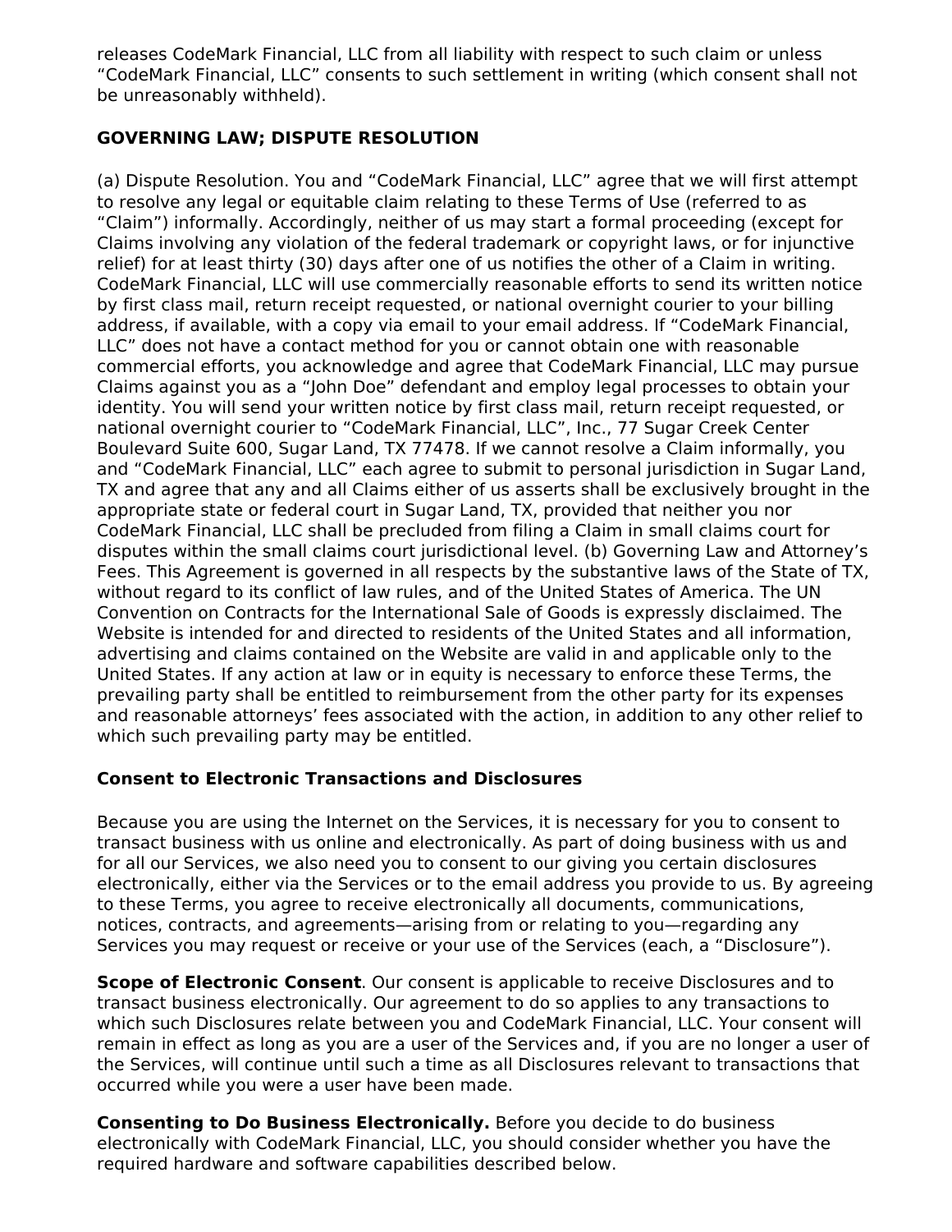releases CodeMark Financial, LLC from all liability with respect to such claim or unless “CodeMark Financial, LLC” consents to such settlement in writing (which consent shall not be unreasonably withheld).

**GOVERNING LAW; DISPUTE RESOLUTION**

(a) Dispute Resolution. You and “CodeMark Financial, LLC” agree that we will first attempt to resolve any legal or equitable claim relating to these Terms of Use (referred to as “Claim”) informally. Accordingly, neither of us may start a formal proceeding (except for Claims involving any violation of the federal trademark or copyright laws, or for injunctive relief) for at least thirty (30) days after one of us notifies the other of a Claim in writing. CodeMark Financial, LLC will use commercially reasonable efforts to send its written notice by first class mail, return receipt requested, or national overnight courier to your billing address, if available, with a copy via email to your email address. If “CodeMark Financial, LLC” does not have a contact method for you or cannot obtain one with reasonable commercial efforts, you acknowledge and agree that CodeMark Financial, LLC may pursue Claims against you as a “John Doe” defendant and employ legal processes to obtain your identity. You will send your written notice by first class mail, return receipt requested, or national overnight courier to “CodeMark Financial, LLC”, Inc., 77 Sugar Creek Center Boulevard Suite 600, Sugar Land, TX 77478. If we cannot resolve a Claim informally, you and “CodeMark Financial, LLC” each agree to submit to personal jurisdiction in Sugar Land, TX and agree that any and all Claims either of us asserts shall be exclusively brought in the appropriate state or federal court in Sugar Land, TX, provided that neither you nor CodeMark Financial, LLC shall be precluded from filing a Claim in small claims court for disputes within the small claims court jurisdictional level. (b) Governing Law and Attorney’s Fees. This Agreement is governed in all respects by the substantive laws of the State of TX, without regard to its conflict of law rules, and of the United States of America. The UN Convention on Contracts for the International Sale of Goods is expressly disclaimed. The Website is intended for and directed to residents of the United States and all information, advertising and claims contained on the Website are valid in and applicable only to the United States. If any action at law or in equity is necessary to enforce these Terms, the prevailing party shall be entitled to reimbursement from the other party for its expenses and reasonable attorneys’ fees associated with the action, in addition to any other relief to which such prevailing party may be entitled.

**Consent to Electronic Transactions and Disclosures**

Because you are using the Internet on the Services, it is necessary for you to consent to transact business with us online and electronically. As part of doing business with us and for all our Services, we also need you to consent to our giving you certain disclosures electronically, either via the Services or to the email address you provide to us. By agreeing to these Terms, you agree to receive electronically all documents, communications, notices, contracts, and agreements—arising from or relating to you—regarding any Services you may request or receive or your use of the Services (each, a “Disclosure”).

**Scope of Electronic Consent**. Our consent is applicable to receive Disclosures and to transact business electronically. Our agreement to do so applies to any transactions to which such Disclosures relate between you and CodeMark Financial, LLC. Your consent will remain in effect as long as you are a user of the Services and, if you are no longer a user of the Services, will continue until such a time as all Disclosures relevant to transactions that occurred while you were a user have been made.

**Consenting to Do Business Electronically.** Before you decide to do business electronically with CodeMark Financial, LLC, you should consider whether you have the required hardware and software capabilities described below.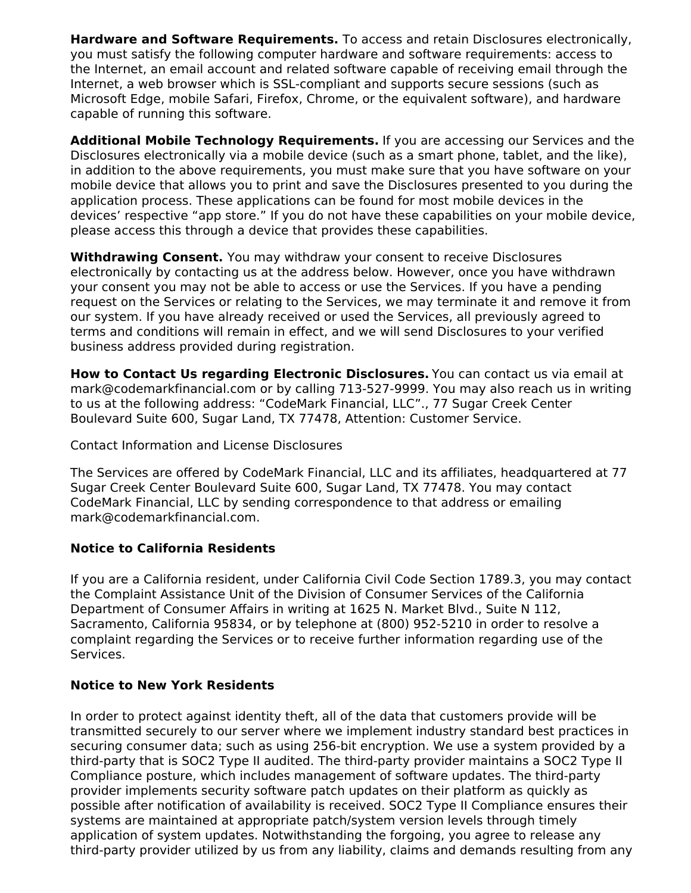**Hardware and Software Requirements.** To access and retain Disclosures electronically, you must satisfy the following computer hardware and software requirements: access to the Internet, an email account and related software capable of receiving email through the Internet, a web browser which is SSL-compliant and supports secure sessions (such as Microsoft Edge, mobile Safari, Firefox, Chrome, or the equivalent software), and hardware capable of running this software.

**Additional Mobile Technology Requirements.** If you are accessing our Services and the Disclosures electronically via a mobile device (such as a smart phone, tablet, and the like), in addition to the above requirements, you must make sure that you have software on your mobile device that allows you to print and save the Disclosures presented to you during the application process. These applications can be found for most mobile devices in the devices' respective "app store." If you do not have these capabilities on your mobile device, please access this through a device that provides these capabilities.

**Withdrawing Consent.** You may withdraw your consent to receive Disclosures electronically by contacting us at the address below. However, once you have withdrawn your consent you may not be able to access or use the Services. If you have a pending request on the Services or relating to the Services, we may terminate it and remove it from our system. If you have already received or used the Services, all previously agreed to terms and conditions will remain in effect, and we will send Disclosures to your verified business address provided during registration.

**How to Contact Us regarding Electronic Disclosures.** You can contact us via email at mark@codemarkfinancial.com or by calling 713-527-9999. You may also reach us in writing to us at the following address: "CodeMark Financial, LLC"., 77 Sugar Creek Center Boulevard Suite 600, Sugar Land, TX 77478, Attention: Customer Service.

Contact Information and License Disclosures

The Services are offered by CodeMark Financial, LLC and its affiliates, headquartered at 77 Sugar Creek Center Boulevard Suite 600, Sugar Land, TX 77478. You may contact CodeMark Financial, LLC by sending correspondence to that address or emailing mark@codemarkfinancial.com.

**Notice to California Residents**

If you are a California resident, under California Civil Code Section 1789.3, you may contact the Complaint Assistance Unit of the Division of Consumer Services of the California Department of Consumer Affairs in writing at 1625 N. Market Blvd., Suite N 112, Sacramento, California 95834, or by telephone at (800) 952-5210 in order to resolve a complaint regarding the Services or to receive further information regarding use of the Services.

**Notice to New York Residents**

In order to protect against identity theft, all of the data that customers provide will be transmitted securely to our server where we implement industry standard best practices in securing consumer data; such as using 256-bit encryption. We use a system provided by a third-party that is SOC2 Type II audited. The third-party provider maintains a SOC2 Type II Compliance posture, which includes management of software updates. The third-party provider implements security software patch updates on their platform as quickly as possible after notification of availability is received. SOC2 Type II Compliance ensures their systems are maintained at appropriate patch/system version levels through timely application of system updates. Notwithstanding the forgoing, you agree to release any third-party provider utilized by us from any liability, claims and demands resulting from any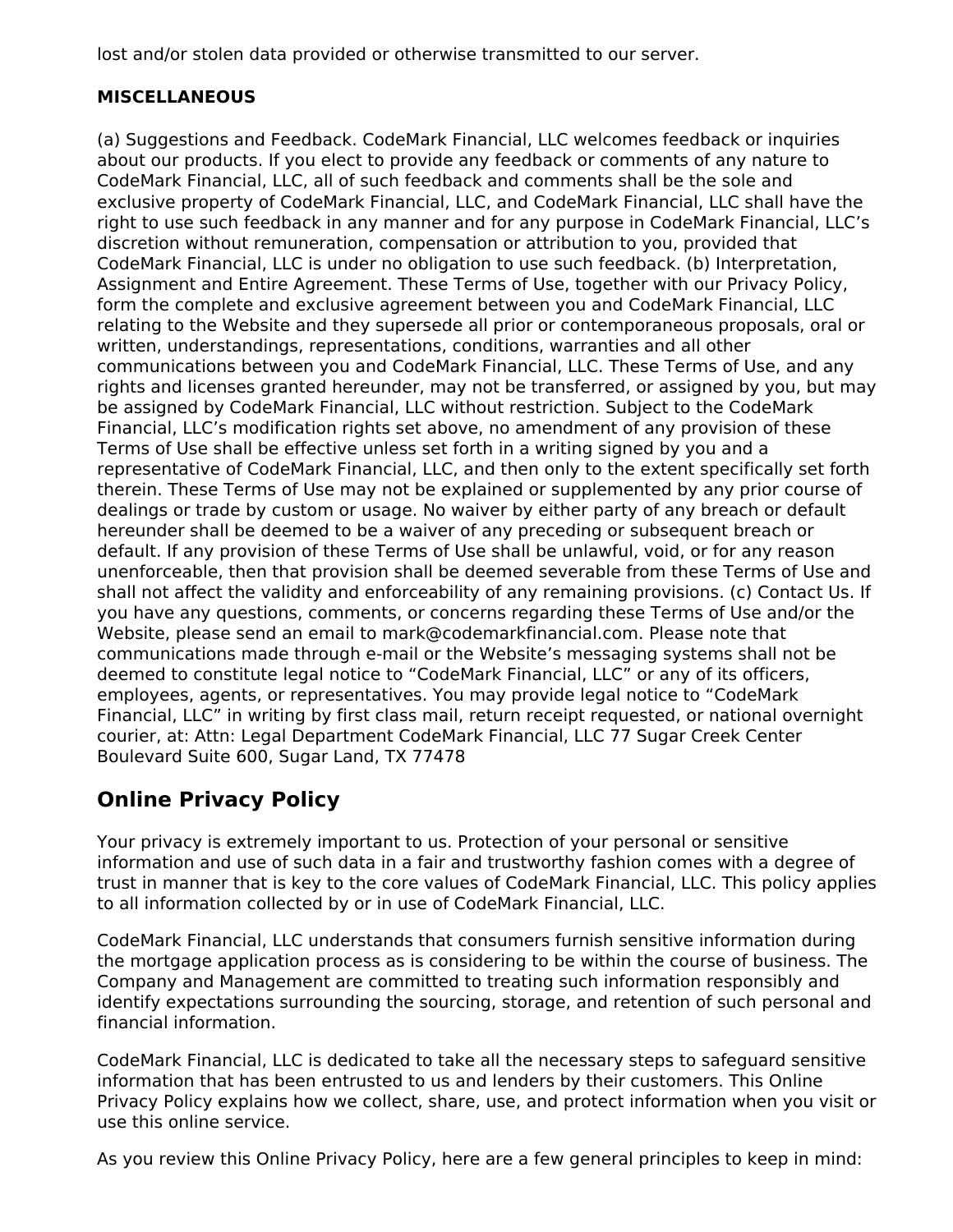lost and/or stolen data provided or otherwise transmitted to our server.

**MISCELLANEOUS**

(a) Suggestions and Feedback. CodeMark Financial, LLC welcomes feedback or inquiries about our products. If you elect to provide any feedback or comments of any nature to CodeMark Financial, LLC, all of such feedback and comments shall be the sole and exclusive property of CodeMark Financial, LLC, and CodeMark Financial, LLC shall have the right to use such feedback in any manner and for any purpose in CodeMark Financial, LLC's discretion without remuneration, compensation or attribution to you, provided that CodeMark Financial, LLC is under no obligation to use such feedback. (b) Interpretation, Assignment and Entire Agreement. These Terms of Use, together with our Privacy Policy, form the complete and exclusive agreement between you and CodeMark Financial, LLC relating to the Website and they supersede all prior or contemporaneous proposals, oral or written, understandings, representations, conditions, warranties and all other communications between you and CodeMark Financial, LLC. These Terms of Use, and any rights and licenses granted hereunder, may not be transferred, or assigned by you, but may be assigned by CodeMark Financial, LLC without restriction. Subject to the CodeMark Financial, LLC's modification rights set above, no amendment of any provision of these Terms of Use shall be effective unless set forth in a writing signed by you and a representative of CodeMark Financial, LLC, and then only to the extent specifically set forth therein. These Terms of Use may not be explained or supplemented by any prior course of dealings or trade by custom or usage. No waiver by either party of any breach or default hereunder shall be deemed to be a waiver of any preceding or subsequent breach or default. If any provision of these Terms of Use shall be unlawful, void, or for any reason unenforceable, then that provision shall be deemed severable from these Terms of Use and shall not affect the validity and enforceability of any remaining provisions. (c) Contact Us. If you have any questions, comments, or concerns regarding these Terms of Use and/or the Website, please send an email to mark@codemarkfinancial.com. Please note that communications made through e-mail or the Website's messaging systems shall not be deemed to constitute legal notice to "CodeMark Financial, LLC" or any of its officers, employees, agents, or representatives. You may provide legal notice to "CodeMark Financial, LLC" in writing by first class mail, return receipt requested, or national overnight courier, at: Attn: Legal Department CodeMark Financial, LLC 77 Sugar Creek Center Boulevard Suite 600, Sugar Land, TX 77478

## Online Privacy Policy

Your privacy is extremely important to us. Protection of your personal or sensitive information and use of such data in a fair and trustworthy fashion comes with a degree of trust in manner that is key to the core values of CodeMark Financial, LLC. This policy applies to all information collected by or in use of CodeMark Financial, LLC.

CodeMark Financial, LLC understands that consumers furnish sensitive information during the mortgage application process as is considering to be within the course of business. The Company and Management are committed to treating such information responsibly and identify expectations surrounding the sourcing, storage, and retention of such personal and financial information.

CodeMark Financial, LLC is dedicated to take all the necessary steps to safeguard sensitive information that has been entrusted to us and lenders by their customers. This Online Privacy Policy explains how we collect, share, use, and protect information when you visit or use this online service.

As you review this Online Privacy Policy, here are a few general principles to keep in mind: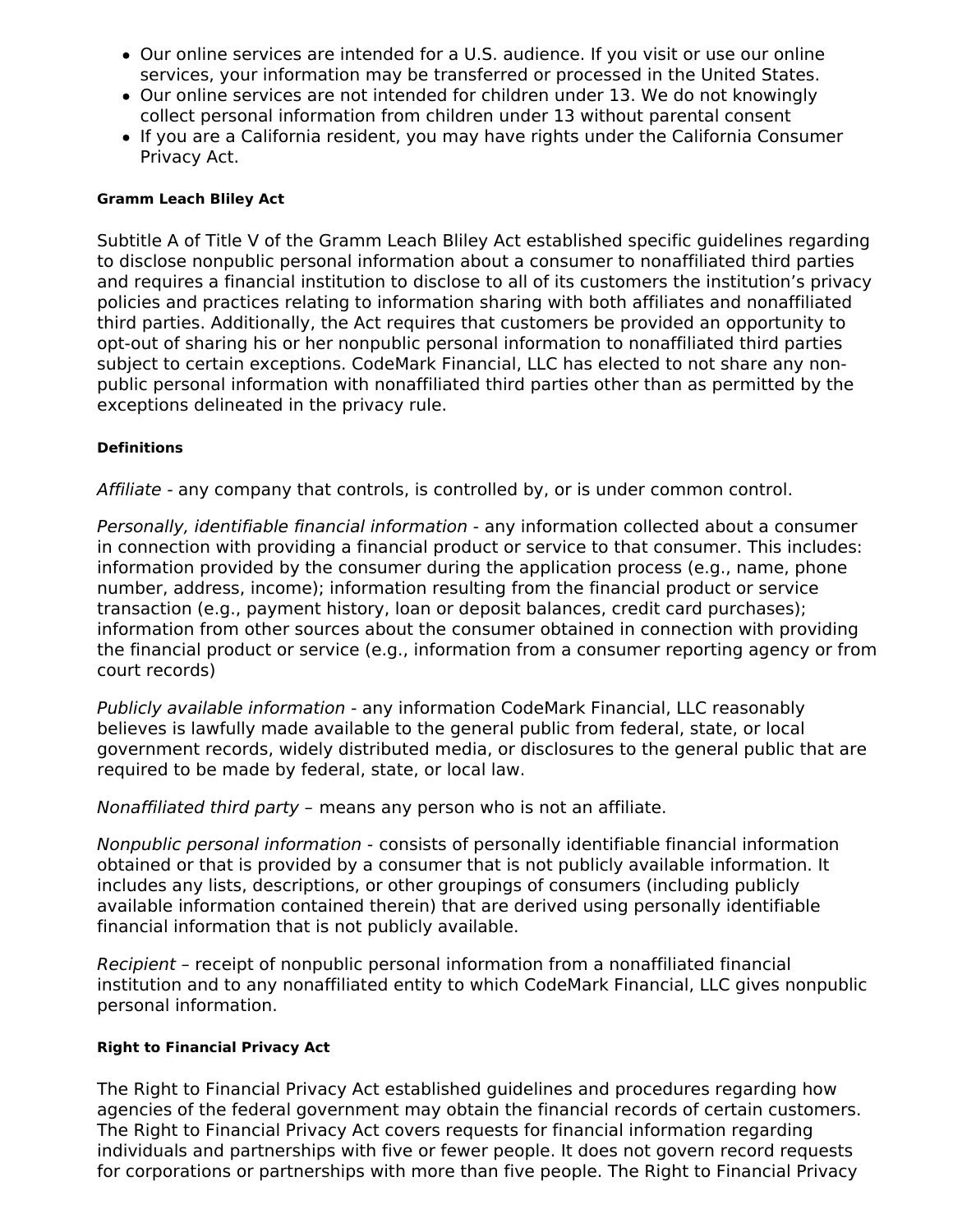- Our online services are intended for a U.S. audience. If you visit or use our online services, your information may be transferred or processed in the United States.
- Our online services are not intended for children under 13. We do not knowingly collect personal information from children under 13 without parental consent
- If you are a California resident, you may have rights under the California Consumer Privacy Act.

##### Gramm Leach Bliley Act

Subtitle A of Title V of the Gramm Leach Bliley Act established specific guidelines regarding to disclose nonpublic personal information about a consumer to nonaffiliated third parties and requires a financial institution to disclose to all of its customers the institution's privacy policies and practices relating to information sharing with both affiliates and nonaffiliated third parties. Additionally, the Act requires that customers be provided an opportunity to opt-out of sharing his or her nonpublic personal information to nonaffiliated third parties subject to certain exceptions. CodeMark Financial, LLC has elected to not share any non-public personal information with nonaffiliated third parties other than as permitted by the exceptions delineated in the privacy rule.

##### Definitions

*Affiliate* - any company that controls, is controlled by, or is under common control.

*Personally, identifiable financial information* - any information collected about a consumer in connection with providing a financial product or service to that consumer. This includes: information provided by the consumer during the application process (e.g., name, phone number, address, income); information resulting from the financial product or service transaction (e.g., payment history, loan or deposit balances, credit card purchases); information from other sources about the consumer obtained in connection with providing the financial product or service (e.g., information from a consumer reporting agency or from court records)

*Publicly available information* - any information CodeMark Financial, LLC reasonably believes is lawfully made available to the general public from federal, state, or local government records, widely distributed media, or disclosures to the general public that are required to be made by federal, state, or local law.

*Nonaffiliated third party* – means any person who is not an affiliate.

*Nonpublic personal information* - consists of personally identifiable financial information obtained or that is provided by a consumer that is not publicly available information. It includes any lists, descriptions, or other groupings of consumers (including publicly available information contained therein) that are derived using personally identifiable financial information that is not publicly available.

*Recipient* – receipt of nonpublic personal information from a nonaffiliated financial institution and to any nonaffiliated entity to which CodeMark Financial, LLC gives nonpublic personal information.

##### Right to Financial Privacy Act

The Right to Financial Privacy Act established guidelines and procedures regarding how agencies of the federal government may obtain the financial records of certain customers. The Right to Financial Privacy Act covers requests for financial information regarding individuals and partnerships with five or fewer people. It does not govern record requests for corporations or partnerships with more than five people. The Right to Financial Privacy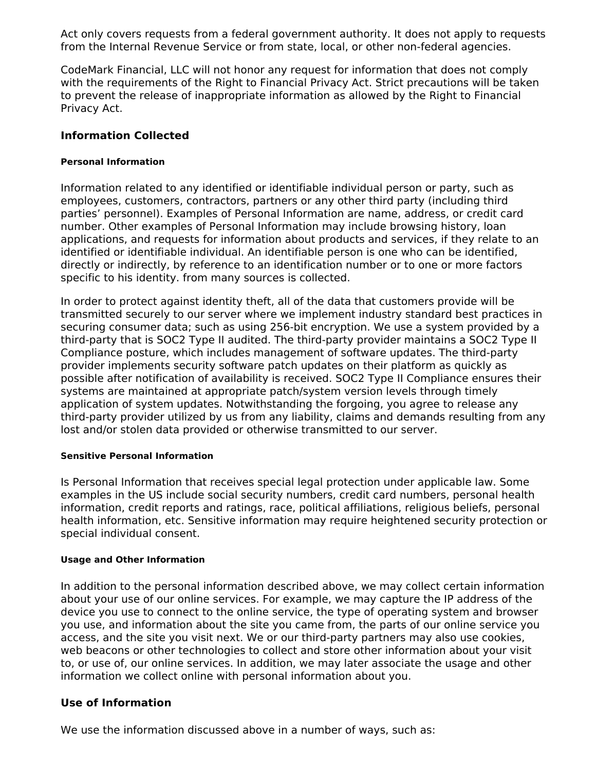Act only covers requests from a federal government authority. It does not apply to requests from the Internal Revenue Service or from state, local, or other non-federal agencies.

CodeMark Financial, LLC will not honor any request for information that does not comply with the requirements of the Right to Financial Privacy Act. Strict precautions will be taken to prevent the release of inappropriate information as allowed by the Right to Financial Privacy Act.

## Information Collected

#### Personal Information

Information related to any identified or identifiable individual person or party, such as employees, customers, contractors, partners or any other third party (including third parties' personnel). Examples of Personal Information are name, address, or credit card number. Other examples of Personal Information may include browsing history, loan applications, and requests for information about products and services, if they relate to an identified or identifiable individual. An identifiable person is one who can be identified, directly or indirectly, by reference to an identification number or to one or more factors specific to his identity. from many sources is collected.

In order to protect against identity theft, all of the data that customers provide will be transmitted securely to our server where we implement industry standard best practices in securing consumer data; such as using 256-bit encryption. We use a system provided by a third-party that is SOC2 Type II audited. The third-party provider maintains a SOC2 Type II Compliance posture, which includes management of software updates. The third-party provider implements security software patch updates on their platform as quickly as possible after notification of availability is received. SOC2 Type II Compliance ensures their systems are maintained at appropriate patch/system version levels through timely application of system updates. Notwithstanding the forgoing, you agree to release any third-party provider utilized by us from any liability, claims and demands resulting from any lost and/or stolen data provided or otherwise transmitted to our server.

#### Sensitive Personal Information

Is Personal Information that receives special legal protection under applicable law. Some examples in the US include social security numbers, credit card numbers, personal health information, credit reports and ratings, race, political affiliations, religious beliefs, personal health information, etc. Sensitive information may require heightened security protection or special individual consent.

#### Usage and Other Information

In addition to the personal information described above, we may collect certain information about your use of our online services. For example, we may capture the IP address of the device you use to connect to the online service, the type of operating system and browser you use, and information about the site you came from, the parts of our online service you access, and the site you visit next. We or our third-party partners may also use cookies, web beacons or other technologies to collect and store other information about your visit to, or use of, our online services. In addition, we may later associate the usage and other information we collect online with personal information about you.

## Use of Information

We use the information discussed above in a number of ways, such as: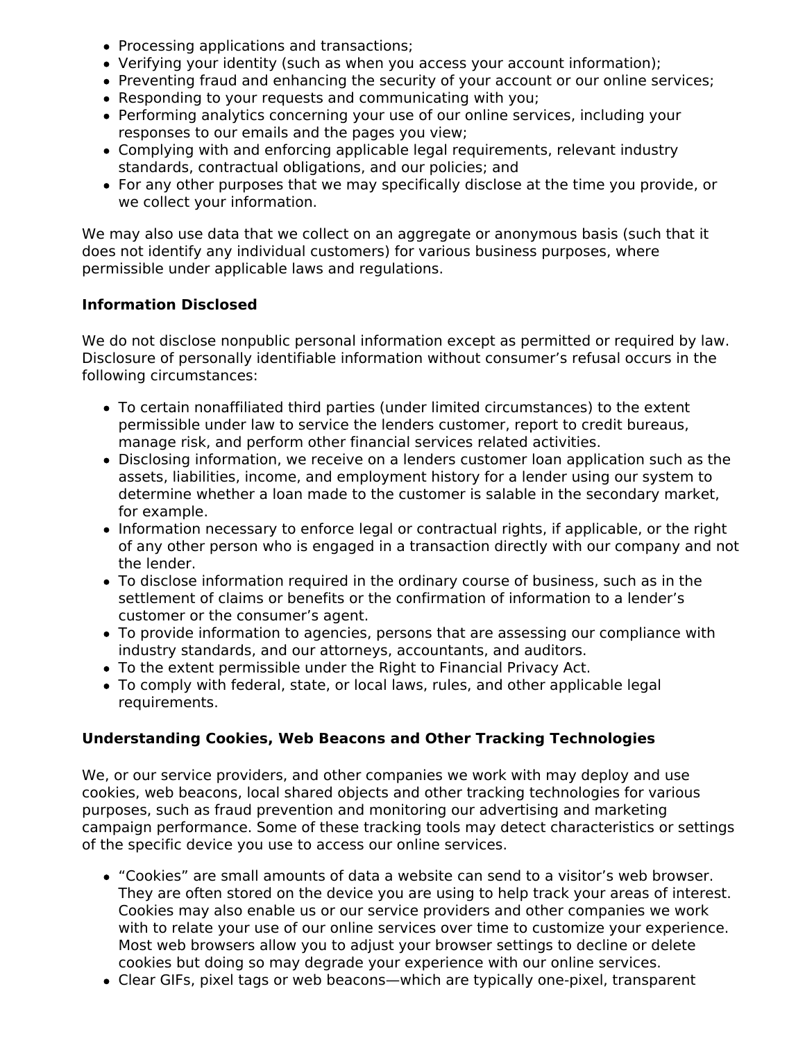- Processing applications and transactions;
- Verifying your identity (such as when you access your account information);
- Preventing fraud and enhancing the security of your account or our online services;
- Responding to your requests and communicating with you;
- Performing analytics concerning your use of our online services, including your responses to our emails and the pages you view;
- Complying with and enforcing applicable legal requirements, relevant industry standards, contractual obligations, and our policies; and
- For any other purposes that we may specifically disclose at the time you provide, or we collect your information.

We may also use data that we collect on an aggregate or anonymous basis (such that it does not identify any individual customers) for various business purposes, where permissible under applicable laws and regulations.

**Information Disclosed**

We do not disclose nonpublic personal information except as permitted or required by law. Disclosure of personally identifiable information without consumer's refusal occurs in the following circumstances:

- To certain nonaffiliated third parties (under limited circumstances) to the extent permissible under law to service the lenders customer, report to credit bureaus, manage risk, and perform other financial services related activities.
- Disclosing information, we receive on a lenders customer loan application such as the assets, liabilities, income, and employment history for a lender using our system to determine whether a loan made to the customer is salable in the secondary market, for example.
- Information necessary to enforce legal or contractual rights, if applicable, or the right of any other person who is engaged in a transaction directly with our company and not the lender.
- To disclose information required in the ordinary course of business, such as in the settlement of claims or benefits or the confirmation of information to a lender's customer or the consumer's agent.
- To provide information to agencies, persons that are assessing our compliance with industry standards, and our attorneys, accountants, and auditors.
- To the extent permissible under the Right to Financial Privacy Act.
- To comply with federal, state, or local laws, rules, and other applicable legal requirements.

**Understanding Cookies, Web Beacons and Other Tracking Technologies**

We, or our service providers, and other companies we work with may deploy and use cookies, web beacons, local shared objects and other tracking technologies for various purposes, such as fraud prevention and monitoring our advertising and marketing campaign performance. Some of these tracking tools may detect characteristics or settings of the specific device you use to access our online services.

- "Cookies" are small amounts of data a website can send to a visitor's web browser. They are often stored on the device you are using to help track your areas of interest. Cookies may also enable us or our service providers and other companies we work with to relate your use of our online services over time to customize your experience. Most web browsers allow you to adjust your browser settings to decline or delete cookies but doing so may degrade your experience with our online services.
- Clear GIFs, pixel tags or web beacons—which are typically one-pixel, transparent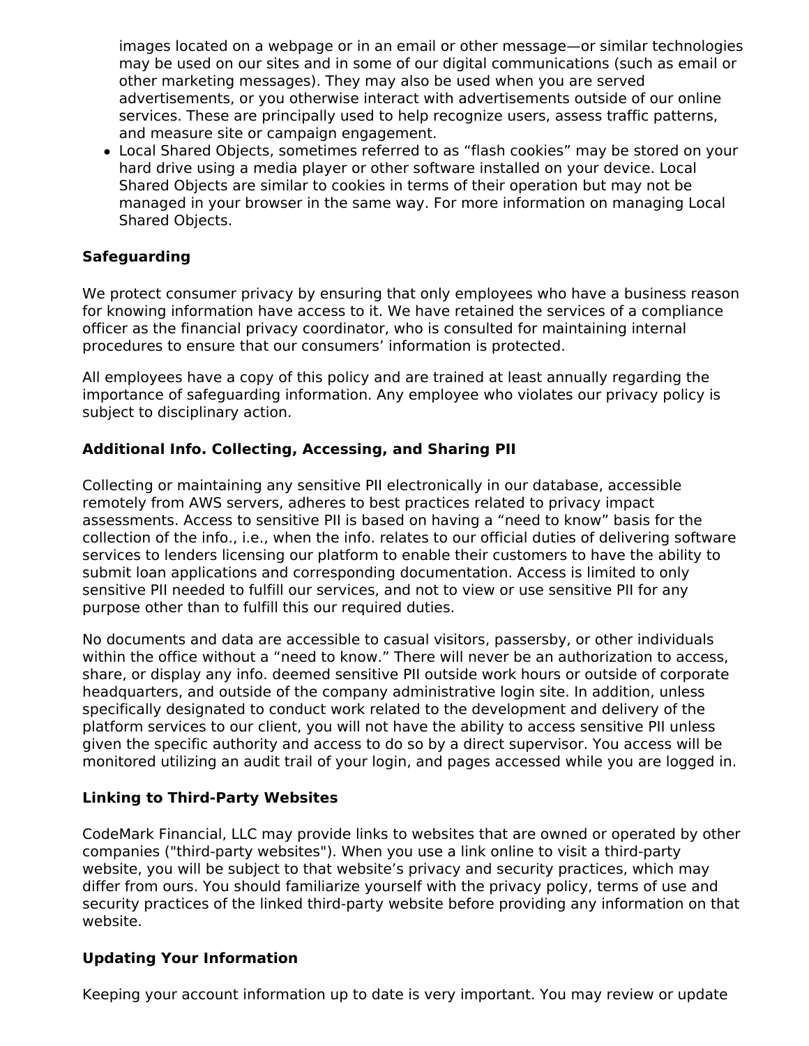images located on a webpage or in an email or other message—or similar technologies may be used on our sites and in some of our digital communications (such as email or other marketing messages). They may also be used when you are served advertisements, or you otherwise interact with advertisements outside of our online services. These are principally used to help recognize users, assess traffic patterns, and measure site or campaign engagement.

- Local Shared Objects, sometimes referred to as “flash cookies” may be stored on your hard drive using a media player or other software installed on your device. Local Shared Objects are similar to cookies in terms of their operation but may not be managed in your browser in the same way. For more information on managing Local Shared Objects.

**Safeguarding**

We protect consumer privacy by ensuring that only employees who have a business reason for knowing information have access to it. We have retained the services of a compliance officer as the financial privacy coordinator, who is consulted for maintaining internal procedures to ensure that our consumers’ information is protected.

All employees have a copy of this policy and are trained at least annually regarding the importance of safeguarding information. Any employee who violates our privacy policy is subject to disciplinary action.

**Additional Info. Collecting, Accessing, and Sharing PII**

Collecting or maintaining any sensitive PII electronically in our database, accessible remotely from AWS servers, adheres to best practices related to privacy impact assessments. Access to sensitive PII is based on having a “need to know” basis for the collection of the info., i.e., when the info. relates to our official duties of delivering software services to lenders licensing our platform to enable their customers to have the ability to submit loan applications and corresponding documentation. Access is limited to only sensitive PII needed to fulfill our services, and not to view or use sensitive PII for any purpose other than to fulfill this our required duties.

No documents and data are accessible to casual visitors, passersby, or other individuals within the office without a “need to know.” There will never be an authorization to access, share, or display any info. deemed sensitive PII outside work hours or outside of corporate headquarters, and outside of the company administrative login site. In addition, unless specifically designated to conduct work related to the development and delivery of the platform services to our client, you will not have the ability to access sensitive PII unless given the specific authority and access to do so by a direct supervisor. You access will be monitored utilizing an audit trail of your login, and pages accessed while you are logged in.

**Linking to Third-Party Websites**

CodeMark Financial, LLC may provide links to websites that are owned or operated by other companies ("third-party websites"). When you use a link online to visit a third-party website, you will be subject to that website’s privacy and security practices, which may differ from ours. You should familiarize yourself with the privacy policy, terms of use and security practices of the linked third-party website before providing any information on that website.

**Updating Your Information**

Keeping your account information up to date is very important. You may review or update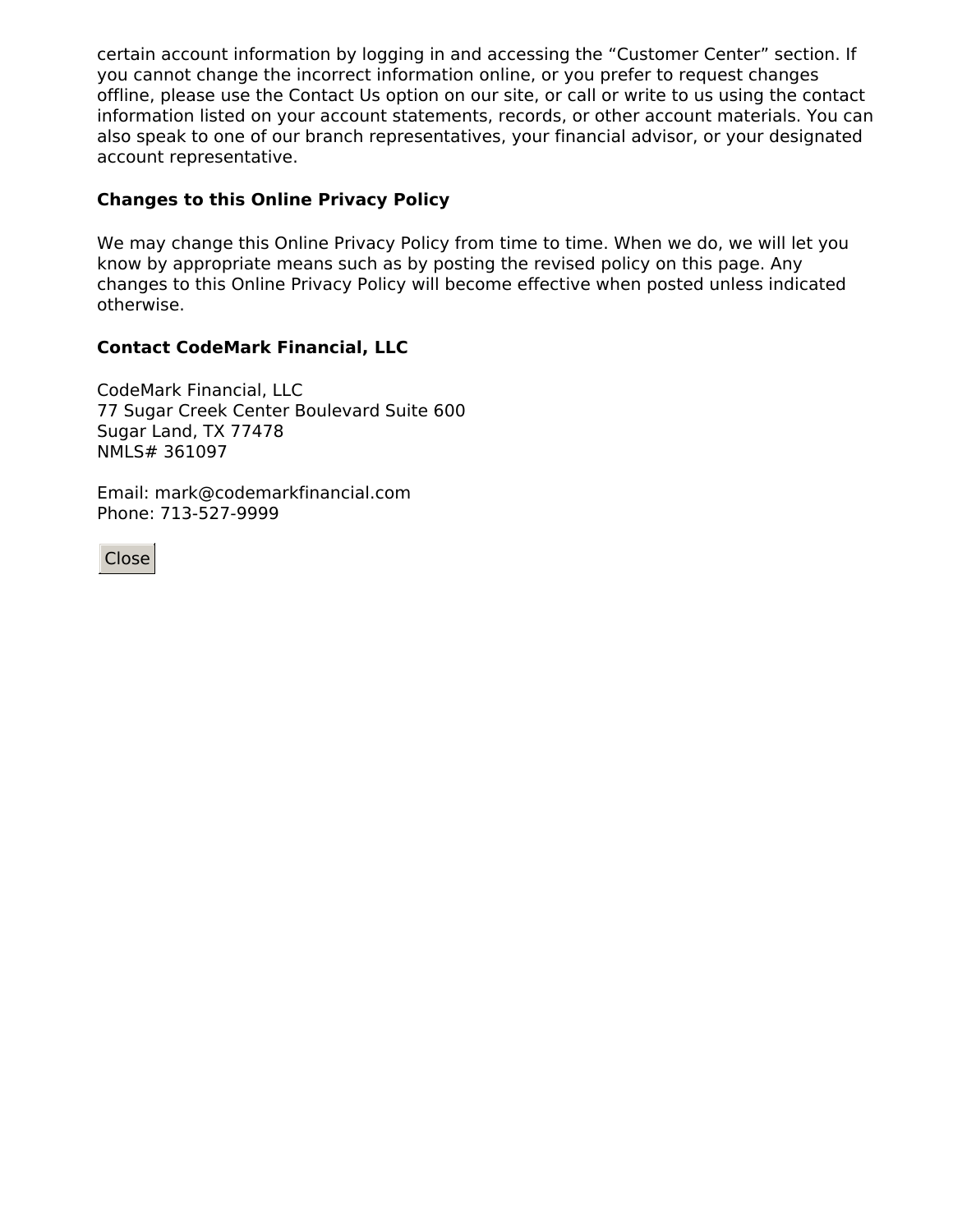certain account information by logging in and accessing the “Customer Center” section. If you cannot change the incorrect information online, or you prefer to request changes offline, please use the Contact Us option on our site, or call or write to us using the contact information listed on your account statements, records, or other account materials. You can also speak to one of our branch representatives, your financial advisor, or your designated account representative.

**Changes to this Online Privacy Policy**

We may change this Online Privacy Policy from time to time. When we do, we will let you know by appropriate means such as by posting the revised policy on this page. Any changes to this Online Privacy Policy will become effective when posted unless indicated otherwise.

**Contact CodeMark Financial, LLC**

CodeMark Financial, LLC
77 Sugar Creek Center Boulevard Suite 600
Sugar Land, TX 77478
NMLS# 361097

Email: mark@codemarkfinancial.com
Phone: 713-527-9999

Close